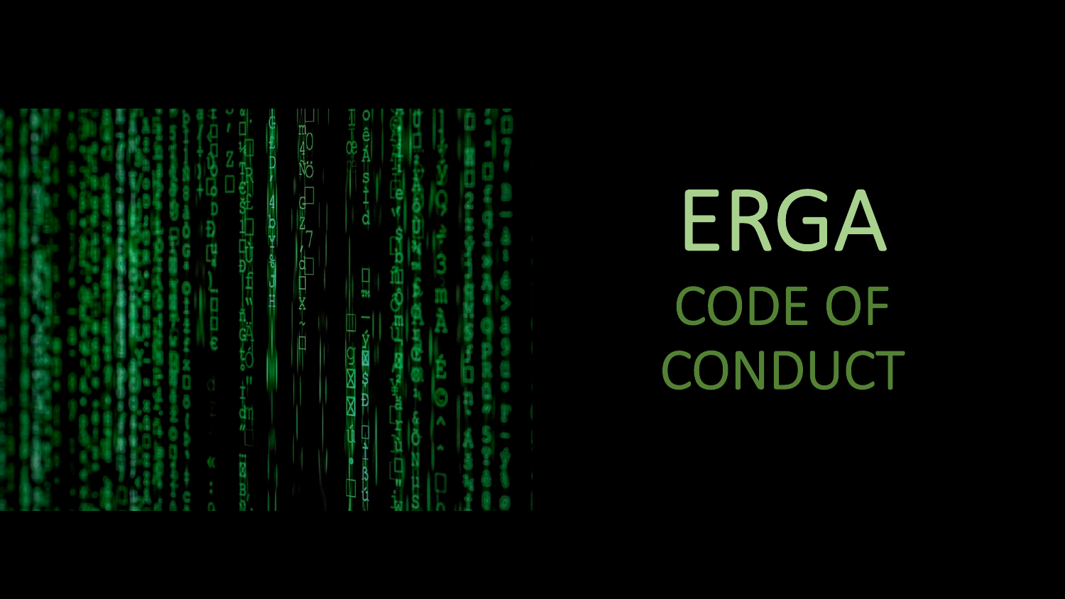# ERGA

## CODE OF CONDUCT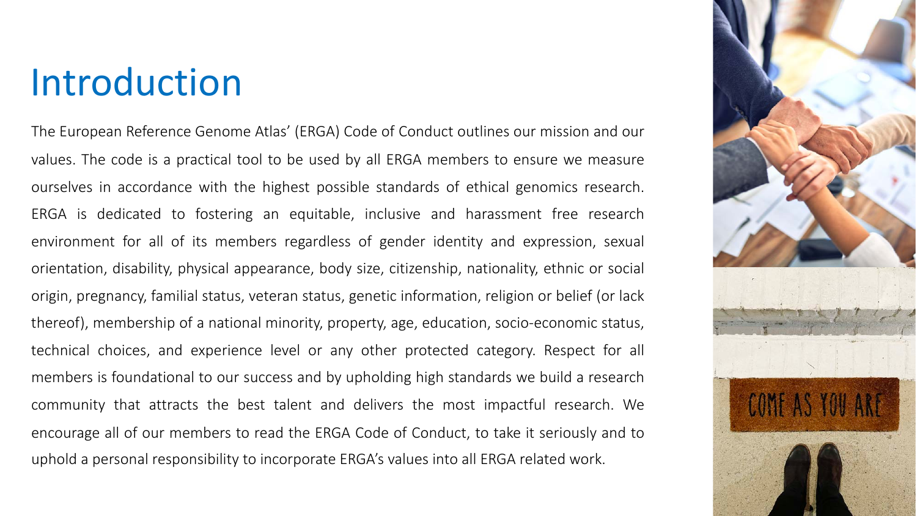# Introduction

The European Reference Genome Atlas' (ERGA) Code of Conduct outlines our mission and our values. The code is a practical tool to be used by all ERGA members to ensure we measure ourselves in accordance with the highest possible standards of ethical genomics research. ERGA is dedicated to fostering an equitable, inclusive and harassment free research environment for all of its members regardless of gender identity and expression, sexual orientation, disability, physical appearance, body size, citizenship, nationality, ethnic or social origin, pregnancy, familial status, veteran status, genetic information, religion or belief (or lack thereof), membership of a national minority, property, age, education, socio-economic status, technical choices, and experience level or any other protected category. Respect for all members is foundational to our success and by upholding high standards we build a research community that attracts the best talent and delivers the most impactful research. We encourage all of our members to read the ERGA Code of Conduct, to take it seriously and to uphold a personal responsibility to incorporate ERGA's values into all ERGA related work.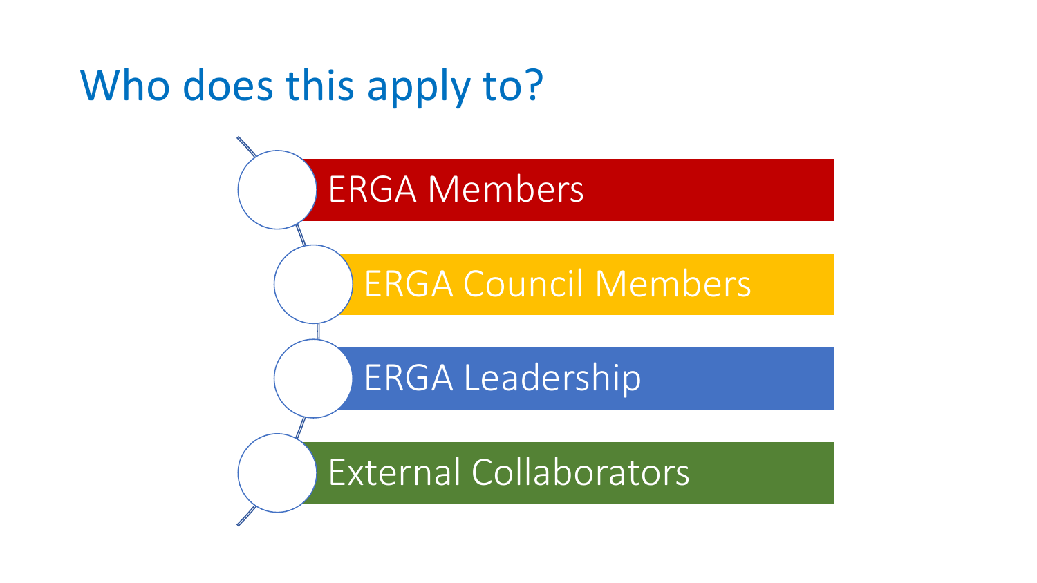# Who does this apply to?

- ERGA Members
- ERGA Council Members
- ERGA Leadership
- External Collaborators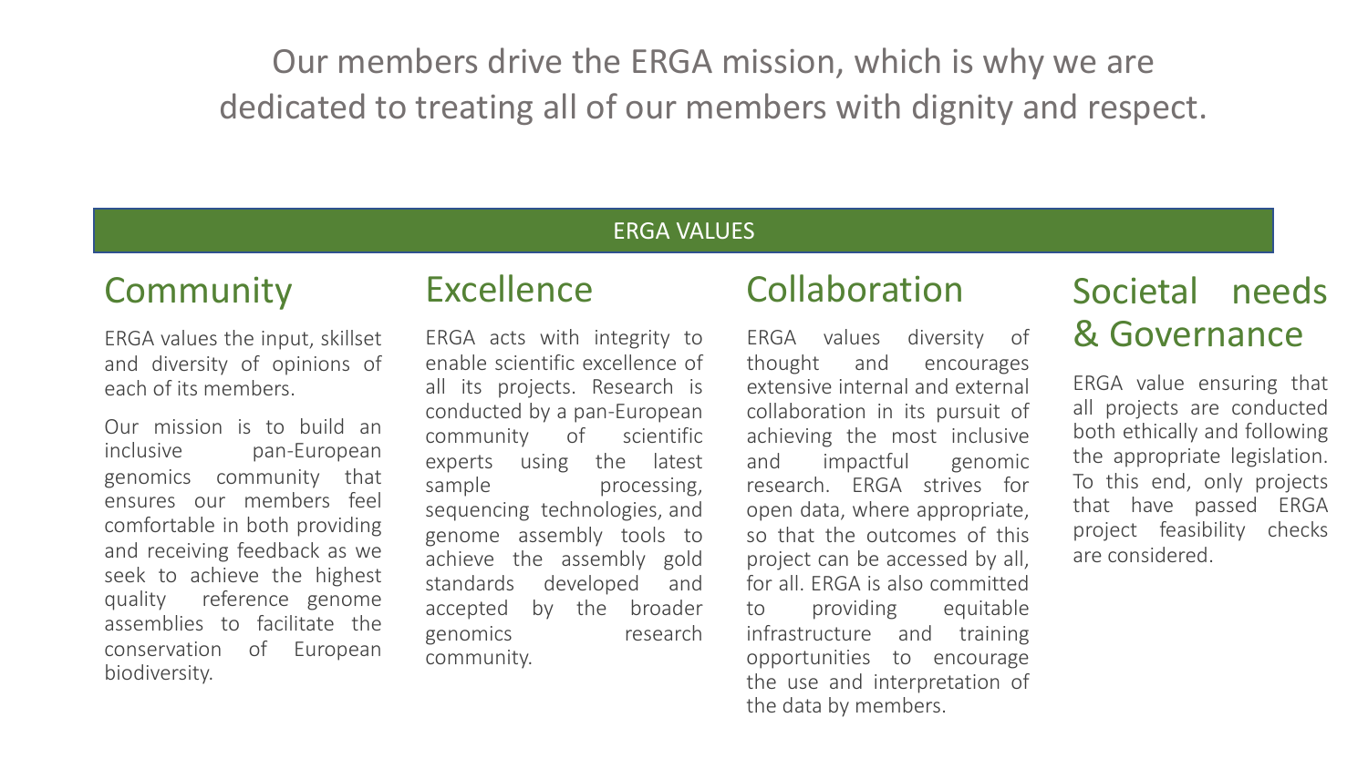Our members drive the ERGA mission, which is why we are dedicated to treating all of our members with dignity and respect.

## ERGA VALUES

### Community

ERGA values the input, skillset and diversity of opinions of each of its members.

Our mission is to build an inclusive pan-European genomics community that ensures our members feel comfortable in both providing and receiving feedback as we seek to achieve the highest quality reference genome assemblies to facilitate the conservation of European biodiversity.

### Excellence

ERGA acts with integrity to enable scientific excellence of all its projects. Research is conducted by a pan-European community of scientific experts using the latest sample processing, sequencing technologies, and genome assembly tools to achieve the assembly gold standards developed and accepted by the broader genomics research community.

### Collaboration

ERGA values diversity of thought and encourages extensive internal and external collaboration in its pursuit of achieving the most inclusive and impactful genomic research. ERGA strives for open data, where appropriate, so that the outcomes of this project can be accessed by all, for all. ERGA is also committed to providing equitable infrastructure and training opportunities to encourage the use and interpretation of the data by members.

### Societal needs & Governance

ERGA value ensuring that all projects are conducted both ethically and following the appropriate legislation. To this end, only projects that have passed ERGA project feasibility checks are considered.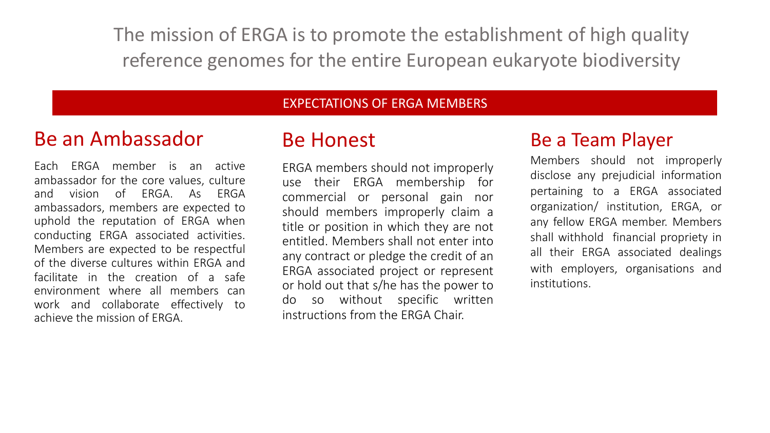The mission of ERGA is to promote the establishment of high quality reference genomes for the entire European eukaryote biodiversity

## EXPECTATIONS OF ERGA MEMBERS

### Be an Ambassador

Each ERGA member is an active ambassador for the core values, culture and vision of ERGA. As ERGA ambassadors, members are expected to uphold the reputation of ERGA when conducting ERGA associated activities. Members are expected to be respectful of the diverse cultures within ERGA and facilitate in the creation of a safe environment where all members can work and collaborate effectively to achieve the mission of ERGA.

### Be Honest

ERGA members should not improperly use their ERGA membership for commercial or personal gain nor should members improperly claim a title or position in which they are not entitled. Members shall not enter into any contract or pledge the credit of an ERGA associated project or represent or hold out that s/he has the power to do so without specific written instructions from the ERGA Chair.

### Be a Team Player

Members should not improperly disclose any prejudicial information pertaining to a ERGA associated organization/ institution, ERGA, or any fellow ERGA member. Members shall withhold financial propriety in all their ERGA associated dealings with employers, organisations and institutions.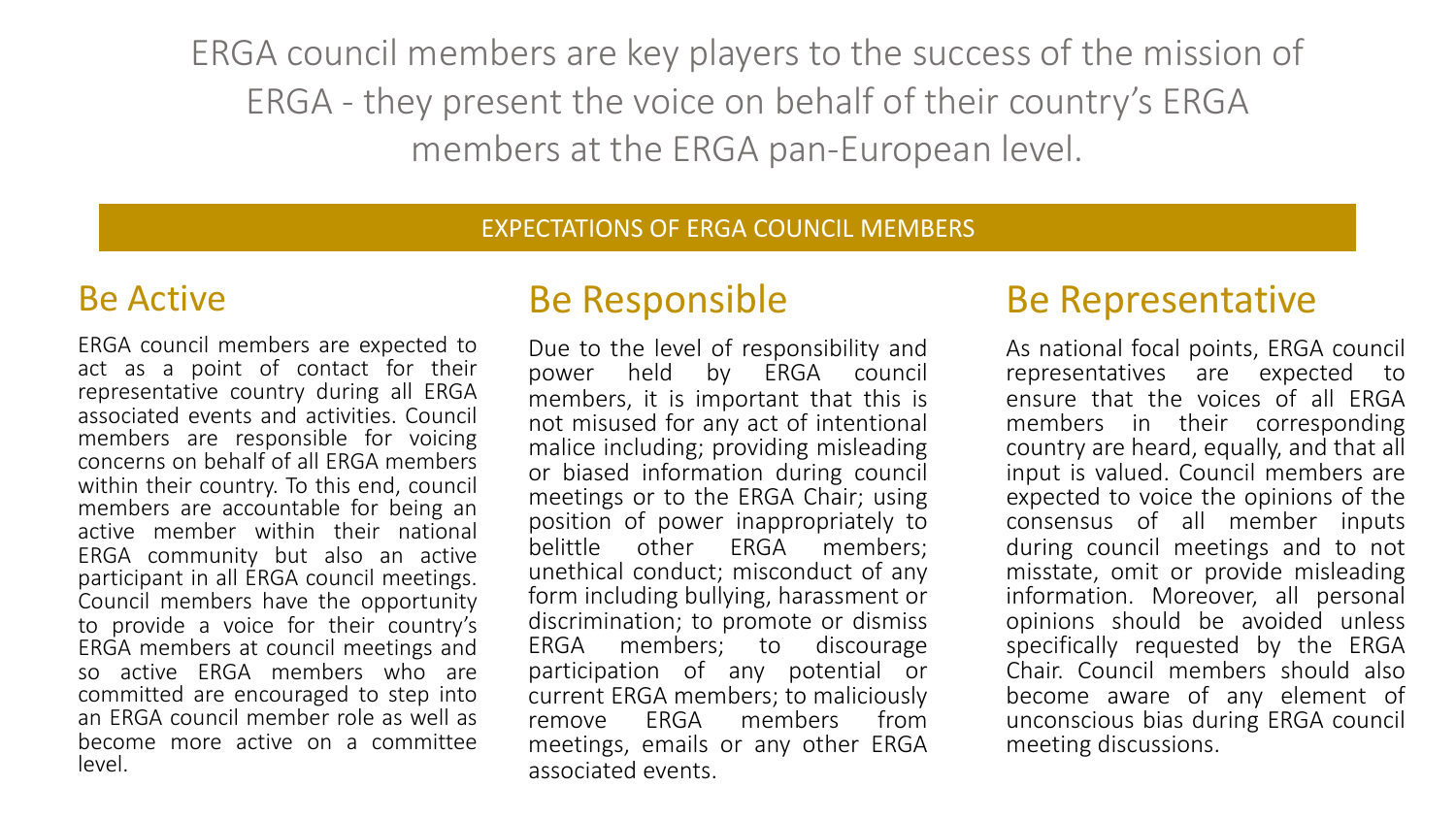ERGA council members are key players to the success of the mission of ERGA - they present the voice on behalf of their country's ERGA members at the ERGA pan-European level.

## EXPECTATIONS OF ERGA COUNCIL MEMBERS

### Be Active

ERGA council members are expected to act as a point of contact for their representative country during all ERGA associated events and activities. Council members are responsible for voicing concerns on behalf of all ERGA members within their country. To this end, council members are accountable for being an active member within their national ERGA community but also an active participant in all ERGA council meetings. Council members have the opportunity to provide a voice for their country's ERGA members at council meetings and so active ERGA members who are committed are encouraged to step into an ERGA council member role as well as become more active on a committee level.

### Be Responsible

Due to the level of responsibility and power held by ERGA council members, it is important that this is not misused for any act of intentional malice including; providing misleading or biased information during council meetings or to the ERGA Chair; using position of power inappropriately to belittle other ERGA members; unethical conduct; misconduct of any form including bullying, harassment or discrimination; to promote or dismiss ERGA members; to discourage participation of any potential or current ERGA members; to maliciously remove ERGA members from meetings, emails or any other ERGA associated events.

### Be Representative

As national focal points, ERGA council representatives are expected to ensure that the voices of all ERGA members in their corresponding country are heard, equally, and that all input is valued. Council members are expected to voice the opinions of the consensus of all member inputs during council meetings and to not misstate, omit or provide misleading information. Moreover, all personal opinions should be avoided unless specifically requested by the ERGA Chair. Council members should also become aware of any element of unconscious bias during ERGA council meeting discussions.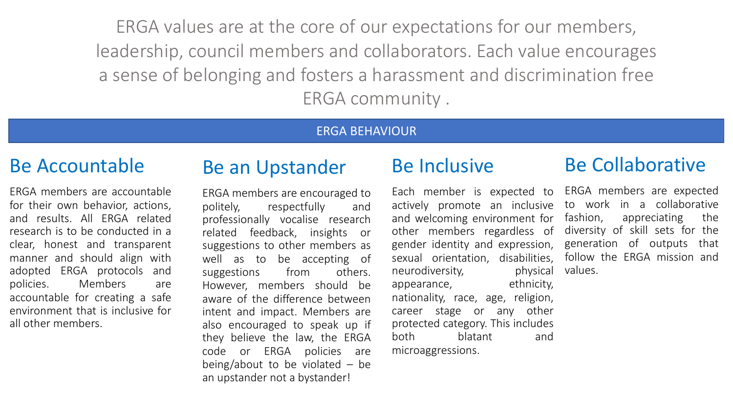ERGA values are at the core of our expectations for our members, leadership, council members and collaborators. Each value encourages a sense of belonging and fosters a harassment and discrimination free ERGA community .

## ERGA BEHAVIOUR

### Be Accountable

ERGA members are accountable for their own behavior, actions, and results. All ERGA related research is to be conducted in a clear, honest and transparent manner and should align with adopted ERGA protocols and policies. Members are accountable for creating a safe environment that is inclusive for all other members.

### Be an Upstander

ERGA members are encouraged to politely, respectfully and professionally vocalise research related feedback, insights or suggestions to other members as well as to be accepting of suggestions from others. However, members should be aware of the difference between intent and impact. Members are also encouraged to speak up if they believe the law, the ERGA code or ERGA policies are being/about to be violated – be an upstander not a bystander!

### Be Inclusive

Each member is expected to actively promote an inclusive and welcoming environment for other members regardless of gender identity and expression, sexual orientation, disabilities, neurodiversity, physical appearance, ethnicity, nationality, race, age, religion, career stage or any other protected category. This includes both blatant and microaggressions.

### Be Collaborative

ERGA members are expected to work in a collaborative fashion, appreciating the diversity of skill sets for the generation of outputs that follow the ERGA mission and values.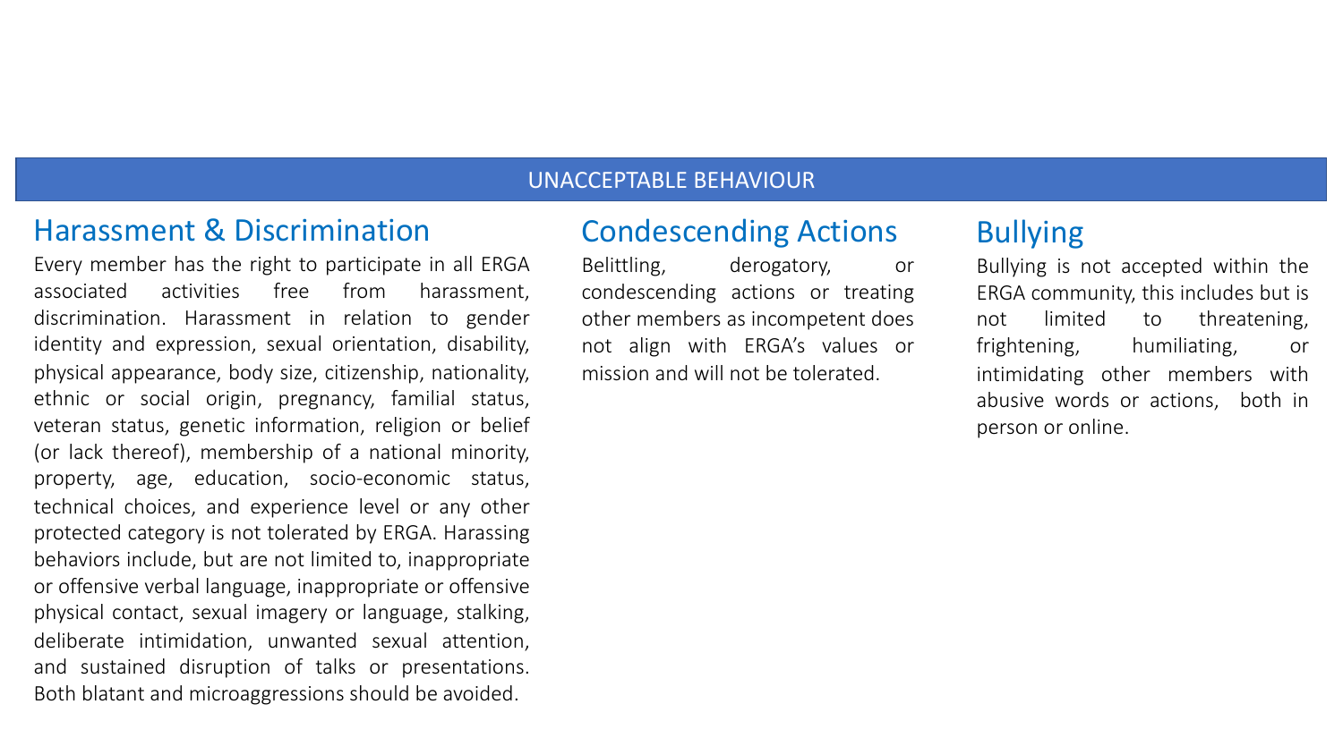# UNACCEPTABLE BEHAVIOUR

## Harassment & Discrimination

Every member has the right to participate in all ERGA associated activities free from harassment, discrimination. Harassment in relation to gender identity and expression, sexual orientation, disability, physical appearance, body size, citizenship, nationality, ethnic or social origin, pregnancy, familial status, veteran status, genetic information, religion or belief (or lack thereof), membership of a national minority, property, age, education, socio-economic status, technical choices, and experience level or any other protected category is not tolerated by ERGA. Harassing behaviors include, but are not limited to, inappropriate or offensive verbal language, inappropriate or offensive physical contact, sexual imagery or language, stalking, deliberate intimidation, unwanted sexual attention, and sustained disruption of talks or presentations. Both blatant and microaggressions should be avoided.

## Condescending Actions

Belittling, derogatory, or condescending actions or treating other members as incompetent does not align with ERGA's values or mission and will not be tolerated.

## Bullying

Bullying is not accepted within the ERGA community, this includes but is not limited to threatening, frightening, humiliating, or intimidating other members with abusive words or actions, both in person or online.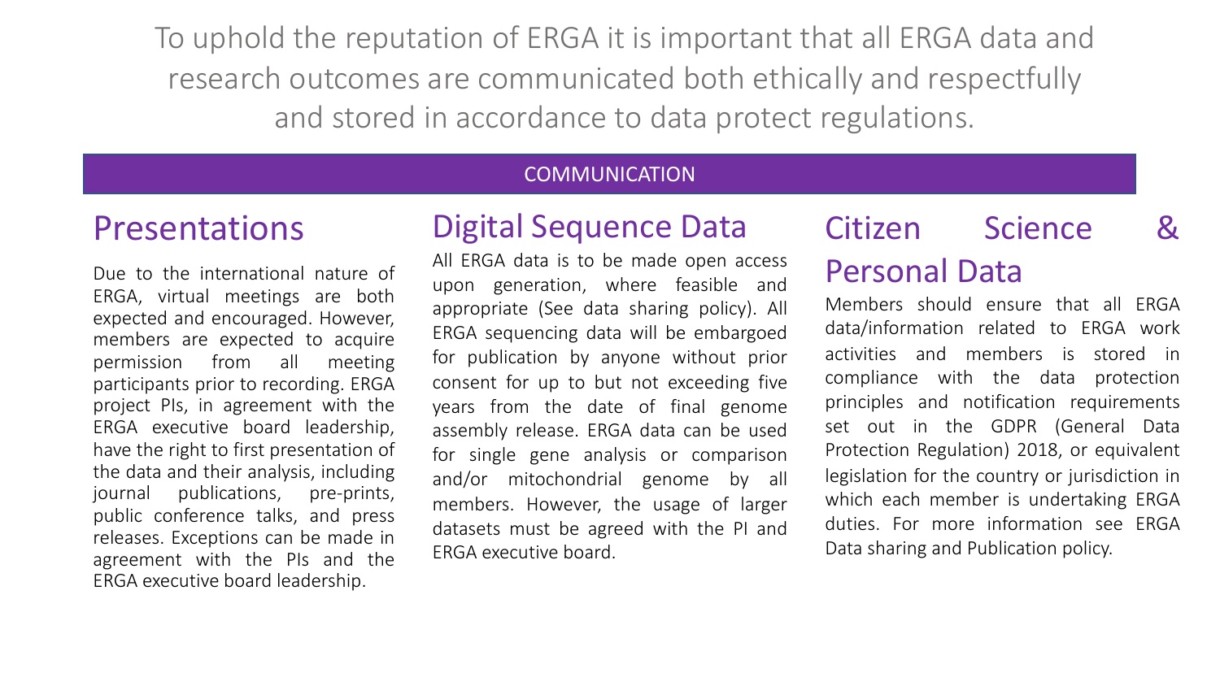To uphold the reputation of ERGA it is important that all ERGA data and research outcomes are communicated both ethically and respectfully and stored in accordance to data protect regulations.

## COMMUNICATION

### Presentations

Due to the international nature of ERGA, virtual meetings are both expected and encouraged. However, members are expected to acquire permission from all meeting participants prior to recording. ERGA project PIs, in agreement with the ERGA executive board leadership, have the right to first presentation of the data and their analysis, including journal publications, pre-prints, public conference talks, and press releases. Exceptions can be made in agreement with the PIs and the ERGA executive board leadership.

### Digital Sequence Data

All ERGA data is to be made open access upon generation, where feasible and appropriate (See data sharing policy). All ERGA sequencing data will be embargoed for publication by anyone without prior consent for up to but not exceeding five years from the date of final genome assembly release. ERGA data can be used for single gene analysis or comparison and/or mitochondrial genome by all members. However, the usage of larger datasets must be agreed with the PI and ERGA executive board.

### Citizen Science & Personal Data

Members should ensure that all ERGA data/information related to ERGA work activities and members is stored in compliance with the data protection principles and notification requirements set out in the GDPR (General Data Protection Regulation) 2018, or equivalent legislation for the country or jurisdiction in which each member is undertaking ERGA duties. For more information see ERGA Data sharing and Publication policy.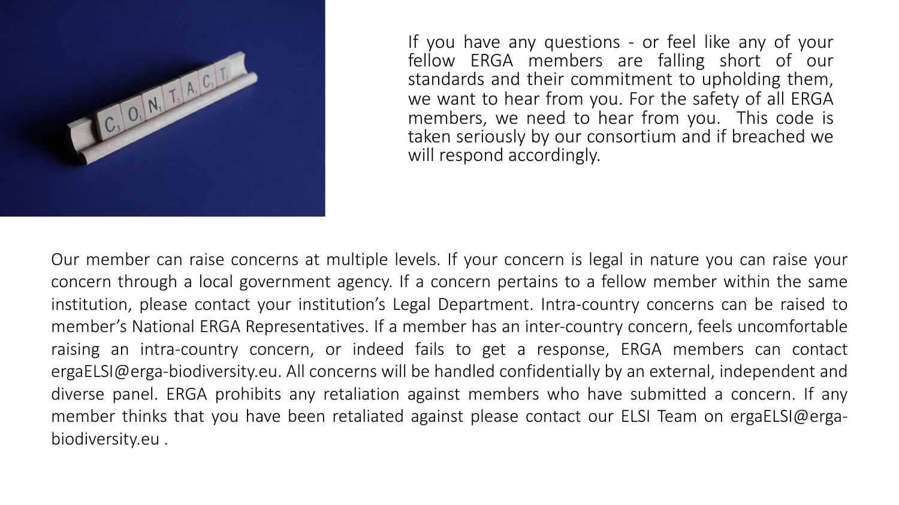If you have any questions - or feel like any of your fellow ERGA members are falling short of our standards and their commitment to upholding them, we want to hear from you. For the safety of all ERGA members, we need to hear from you. This code is taken seriously by our consortium and if breached we will respond accordingly.

Our member can raise concerns at multiple levels. If your concern is legal in nature you can raise your concern through a local government agency. If a concern pertains to a fellow member within the same institution, please contact your institution's Legal Department. Intra-country concerns can be raised to member's National ERGA Representatives. If a member has an inter-country concern, feels uncomfortable raising an intra-country concern, or indeed fails to get a response, ERGA members can contact ergaELSI@erga-biodiversity.eu. All concerns will be handled confidentially by an external, independent and diverse panel. ERGA prohibits any retaliation against members who have submitted a concern. If any member thinks that you have been retaliated against please contact our ELSI Team on ergaELSI@erga-biodiversity.eu .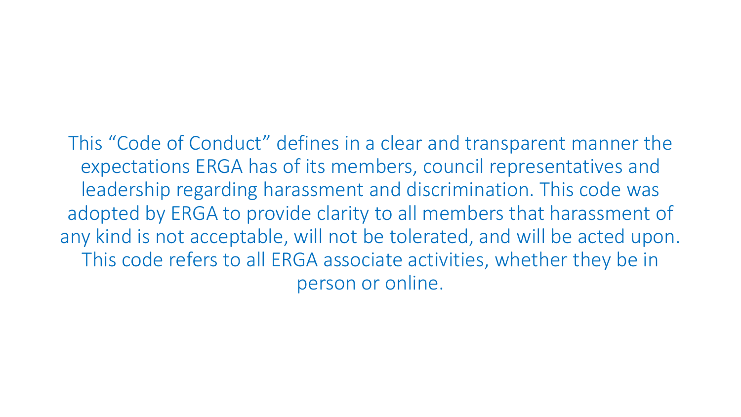This “Code of Conduct” defines in a clear and transparent manner the expectations ERGA has of its members, council representatives and leadership regarding harassment and discrimination. This code was adopted by ERGA to provide clarity to all members that harassment of any kind is not acceptable, will not be tolerated, and will be acted upon. This code refers to all ERGA associate activities, whether they be in person or online.